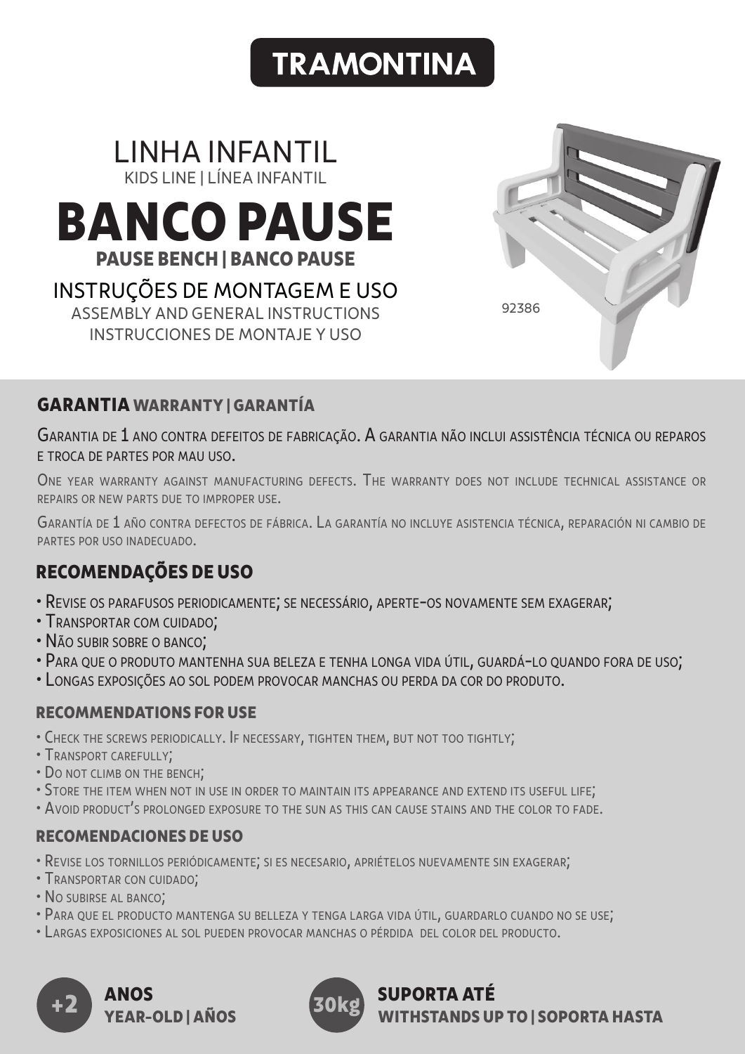# TRAMONTINA

LINHA INFANTIL
KIDS LINE | LÍNEA INFANTIL

# BANCO PAUSE

**PAUSE BENCH | BANCO PAUSE**

INSTRUÇÕES DE MONTAGEM E USO
ASSEMBLY AND GENERAL INSTRUCTIONS
INSTRUCCIONES DE MONTAJE Y USO

92386

## GARANTIA WARRANTY | GARANTÍA

Garantia de 1 ano contra defeitos de fabricação. A garantia não inclui assistência técnica ou reparos e troca de partes por mau uso.

One year warranty against manufacturing defects. The warranty does not include technical assistance or repairs or new parts due to improper use.

Garantía de 1 año contra defectos de fábrica. La garantía no incluye asistencia técnica, reparación ni cambio de partes por uso inadecuado.

## RECOMENDAÇÕES DE USO

- Revise os parafusos periodicamente; se necessário, aperte-os novamente sem exagerar;
- Transportar com cuidado;
- Não subir sobre o banco;
- Para que o produto mantenha sua beleza e tenha longa vida útil, guardá-lo quando fora de uso;
- Longas exposições ao sol podem provocar manchas ou perda da cor do produto.

### RECOMMENDATIONS FOR USE

- Check the screws periodically. If necessary, tighten them, but not too tightly;
- Transport carefully;
- Do not climb on the bench;
- Store the item when not in use in order to maintain its appearance and extend its useful life;
- Avoid product's prolonged exposure to the sun as this can cause stains and the color to fade.

### RECOMENDACIONES DE USO

- Revise los tornillos periódicamente; si es necesario, apriételos nuevamente sin exagerar;
- Transportar con cuidado;
- No subirse al banco;
- Para que el producto mantenga su belleza y tenga larga vida útil, guardarlo cuando no se use;
- Largas exposiciones al sol pueden provocar manchas o pérdida del color del producto.

**+2 ANOS**
**YEAR-OLD | AÑOS**

**30kg SUPORTA ATÉ**
**WITHSTANDS UP TO | SOPORTA HASTA**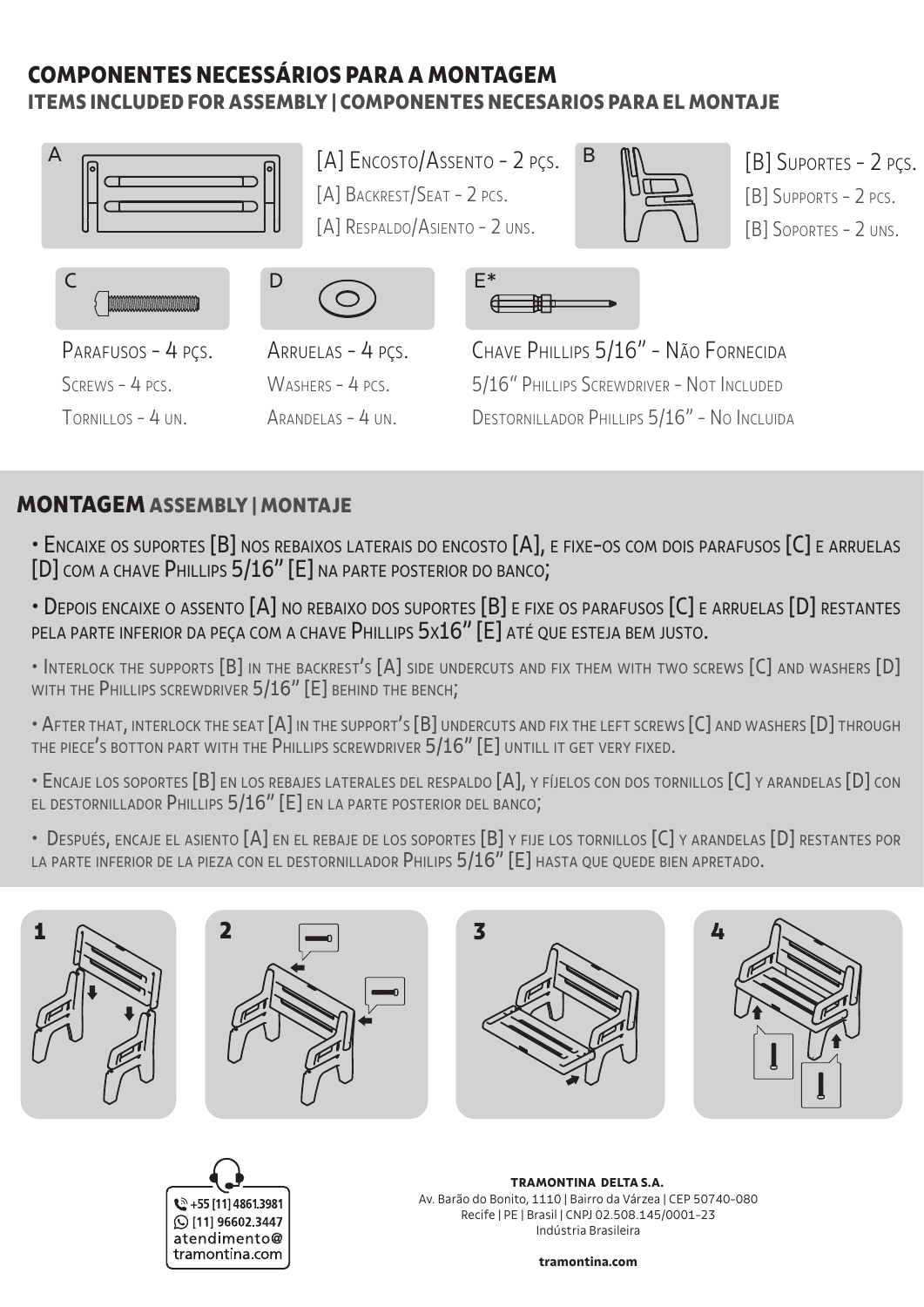## COMPONENTES NECESSÁRIOS PARA A MONTAGEM
### ITEMS INCLUDED FOR ASSEMBLY | COMPONENTES NECESARIOS PARA EL MONTAJE

A

[A] Encosto/Assento - 2 pçs.
[A] Backrest/Seat - 2 pcs.
[A] Respaldo/Asiento - 2 uns.

B

[B] Suportes - 2 pçs.
[B] Supports - 2 pcs.
[B] Soportes - 2 uns.

C

Parafusos - 4 pçs.
Screws - 4 pcs.
Tornillos - 4 un.

D

Arruelas - 4 pçs.
Washers - 4 pcs.
Arandelas - 4 un.

E*

Chave Phillips 5/16" - Não Fornecida
5/16" Phillips Screwdriver - Not Included
Destornillador Phillips 5/16" - No Incluida

## MONTAGEM ASSEMBLY | MONTAJE

• Encaixe os suportes [B] nos rebaixos laterais do encosto [A], e fixe-os com dois parafusos [C] e arruelas [D] com a chave Phillips 5/16" [E] na parte posterior do banco;

• Depois encaixe o assento [A] no rebaixo dos suportes [B] e fixe os parafusos [C] e arruelas [D] restantes pela parte inferior da peça com a chave Phillips 5x16" [E] até que esteja bem justo.

• Interlock the supports [B] in the backrest's [A] side undercuts and fix them with two screws [C] and washers [D] with the Phillips screwdriver 5/16" [E] behind the bench;

• After that, interlock the seat [A] in the support's [B] undercuts and fix the left screws [C] and washers [D] through the piece's botton part with the Phillips screwdriver 5/16" [E] untill it get very fixed.

• Encaje los soportes [B] en los rebajes laterales del respaldo [A], y fíjelos con dos tornillos [C] y arandelas [D] con el destornillador Phillips 5/16" [E] en la parte posterior del banco;

• Después, encaje el asiento [A] en el rebaje de los soportes [B] y fije los tornillos [C] y arandelas [D] restantes por la parte inferior de la pieza con el destornillador Philips 5/16" [E] hasta que quede bien apretado.

1

2

3

4

+55 [11] 4861.3981
[11] 96602.3447
atendimento@tramontina.com

**TRAMONTINA DELTA S.A.**
Av. Barão do Bonito, 1110 | Bairro da Várzea | CEP 50740-080
Recife | PE | Brasil | CNPJ 02.508.145/0001-23
Indústria Brasileira

**tramontina.com**